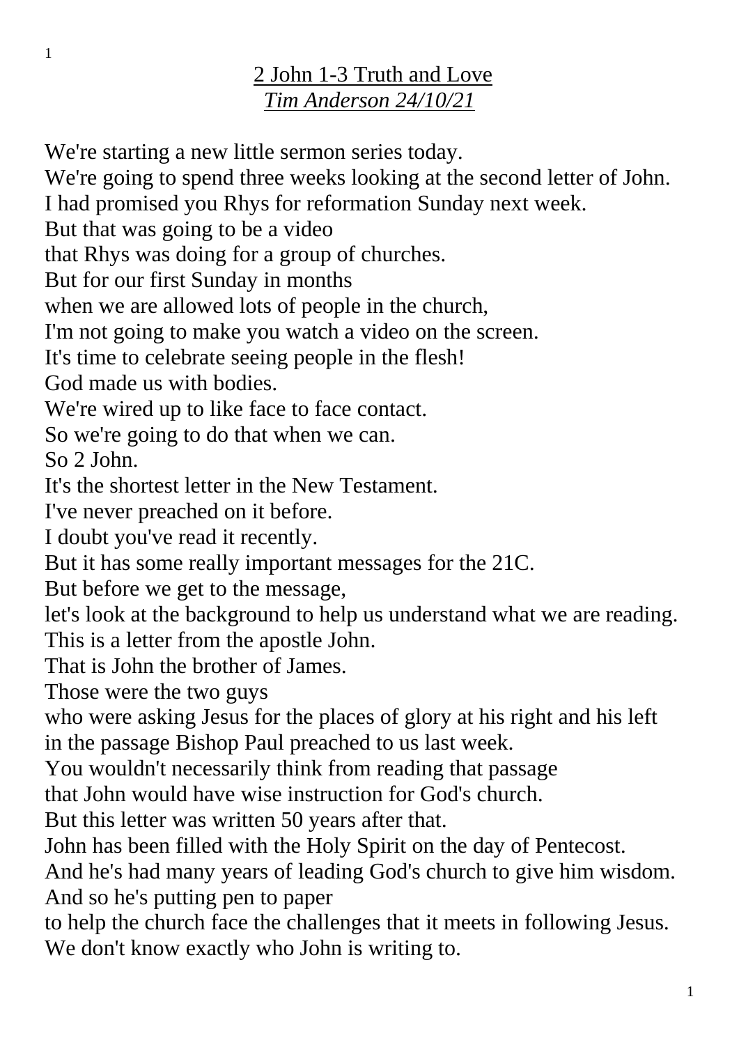## 2 John 1-3 Truth and Love

*Tim Anderson 24/10/21*

We're starting a new little sermon series today.
We're going to spend three weeks looking at the second letter of John.
I had promised you Rhys for reformation Sunday next week.
But that was going to be a video
that Rhys was doing for a group of churches.
But for our first Sunday in months
when we are allowed lots of people in the church,
I'm not going to make you watch a video on the screen.
It's time to celebrate seeing people in the flesh!
God made us with bodies.
We're wired up to like face to face contact.
So we're going to do that when we can.
So 2 John.
It's the shortest letter in the New Testament.
I've never preached on it before.
I doubt you've read it recently.
But it has some really important messages for the 21C.
But before we get to the message,
let's look at the background to help us understand what we are reading.
This is a letter from the apostle John.
That is John the brother of James.
Those were the two guys
who were asking Jesus for the places of glory at his right and his left
in the passage Bishop Paul preached to us last week.
You wouldn't necessarily think from reading that passage
that John would have wise instruction for God's church.
But this letter was written 50 years after that.
John has been filled with the Holy Spirit on the day of Pentecost.
And he's had many years of leading God's church to give him wisdom.
And so he's putting pen to paper
to help the church face the challenges that it meets in following Jesus.
We don't know exactly who John is writing to.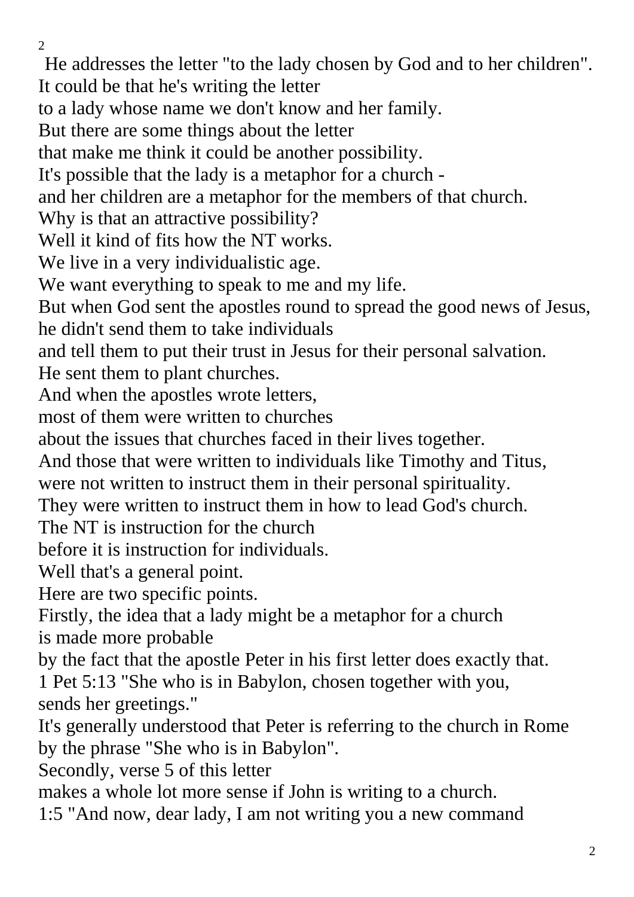He addresses the letter "to the lady chosen by God and to her children".
It could be that he's writing the letter
to a lady whose name we don't know and her family.
But there are some things about the letter
that make me think it could be another possibility.
It's possible that the lady is a metaphor for a church -
and her children are a metaphor for the members of that church.
Why is that an attractive possibility?
Well it kind of fits how the NT works.
We live in a very individualistic age.
We want everything to speak to me and my life.
But when God sent the apostles round to spread the good news of Jesus,
he didn't send them to take individuals
and tell them to put their trust in Jesus for their personal salvation.
He sent them to plant churches.
And when the apostles wrote letters,
most of them were written to churches
about the issues that churches faced in their lives together.
And those that were written to individuals like Timothy and Titus,
were not written to instruct them in their personal spirituality.
They were written to instruct them in how to lead God's church.
The NT is instruction for the church
before it is instruction for individuals.
Well that's a general point.
Here are two specific points.
Firstly, the idea that a lady might be a metaphor for a church
is made more probable
by the fact that the apostle Peter in his first letter does exactly that.
1 Pet 5:13 "She who is in Babylon, chosen together with you,
sends her greetings."
It's generally understood that Peter is referring to the church in Rome
by the phrase "She who is in Babylon".
Secondly, verse 5 of this letter
makes a whole lot more sense if John is writing to a church.
1:5 "And now, dear lady, I am not writing you a new command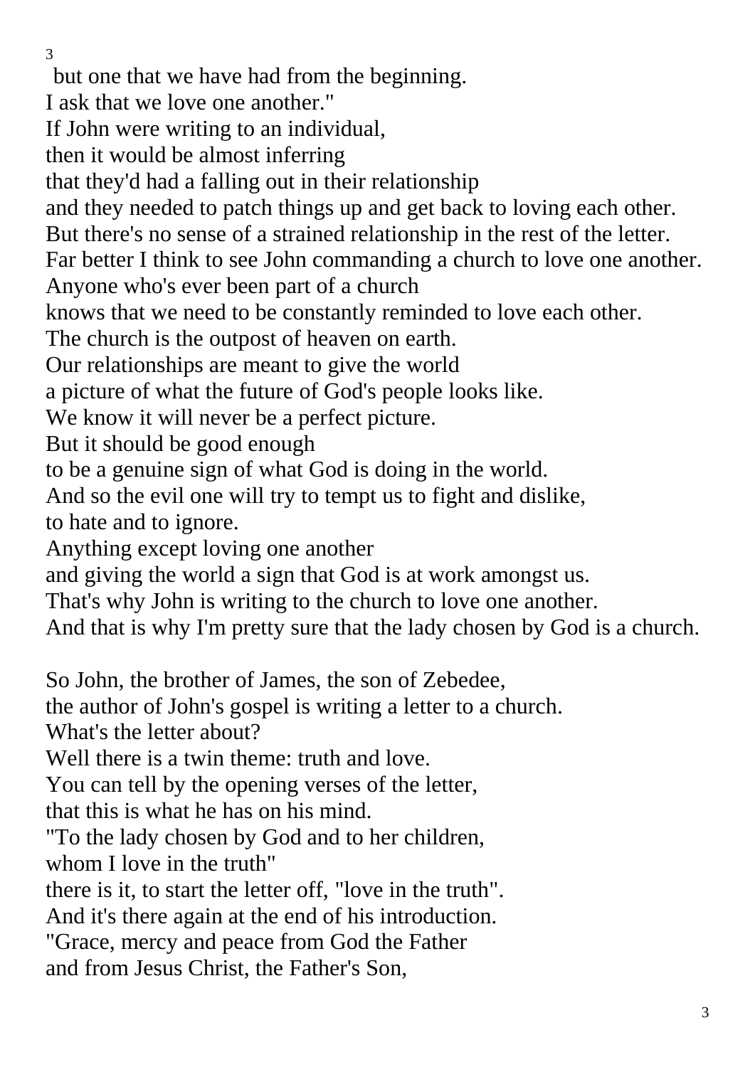but one that we have had from the beginning.
I ask that we love one another."
If John were writing to an individual,
then it would be almost inferring
that they'd had a falling out in their relationship
and they needed to patch things up and get back to loving each other.
But there's no sense of a strained relationship in the rest of the letter.
Far better I think to see John commanding a church to love one another.
Anyone who's ever been part of a church
knows that we need to be constantly reminded to love each other.
The church is the outpost of heaven on earth.
Our relationships are meant to give the world
a picture of what the future of God's people looks like.
We know it will never be a perfect picture.
But it should be good enough
to be a genuine sign of what God is doing in the world.
And so the evil one will try to tempt us to fight and dislike,
to hate and to ignore.
Anything except loving one another
and giving the world a sign that God is at work amongst us.
That's why John is writing to the church to love one another.
And that is why I'm pretty sure that the lady chosen by God is a church.

So John, the brother of James, the son of Zebedee,
the author of John's gospel is writing a letter to a church.
What's the letter about?
Well there is a twin theme: truth and love.
You can tell by the opening verses of the letter,
that this is what he has on his mind.
"To the lady chosen by God and to her children,
whom I love in the truth"
there is it, to start the letter off, "love in the truth".
And it's there again at the end of his introduction.
"Grace, mercy and peace from God the Father
and from Jesus Christ, the Father's Son,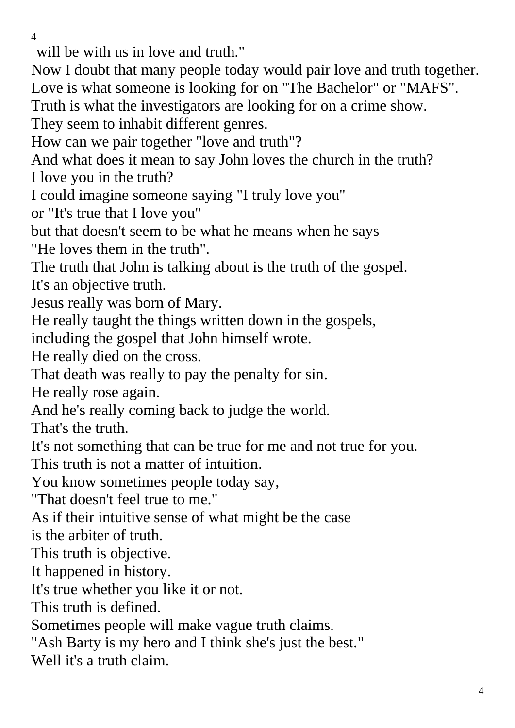will be with us in love and truth."
Now I doubt that many people today would pair love and truth together.
Love is what someone is looking for on "The Bachelor" or "MAFS".
Truth is what the investigators are looking for on a crime show.
They seem to inhabit different genres.
How can we pair together "love and truth"?
And what does it mean to say John loves the church in the truth?
I love you in the truth?
I could imagine someone saying "I truly love you"
or "It's true that I love you"
but that doesn't seem to be what he means when he says
"He loves them in the truth".
The truth that John is talking about is the truth of the gospel.
It's an objective truth.
Jesus really was born of Mary.
He really taught the things written down in the gospels,
including the gospel that John himself wrote.
He really died on the cross.
That death was really to pay the penalty for sin.
He really rose again.
And he's really coming back to judge the world.
That's the truth.
It's not something that can be true for me and not true for you.
This truth is not a matter of intuition.
You know sometimes people today say,
"That doesn't feel true to me."
As if their intuitive sense of what might be the case
is the arbiter of truth.
This truth is objective.
It happened in history.
It's true whether you like it or not.
This truth is defined.
Sometimes people will make vague truth claims.
"Ash Barty is my hero and I think she's just the best."
Well it's a truth claim.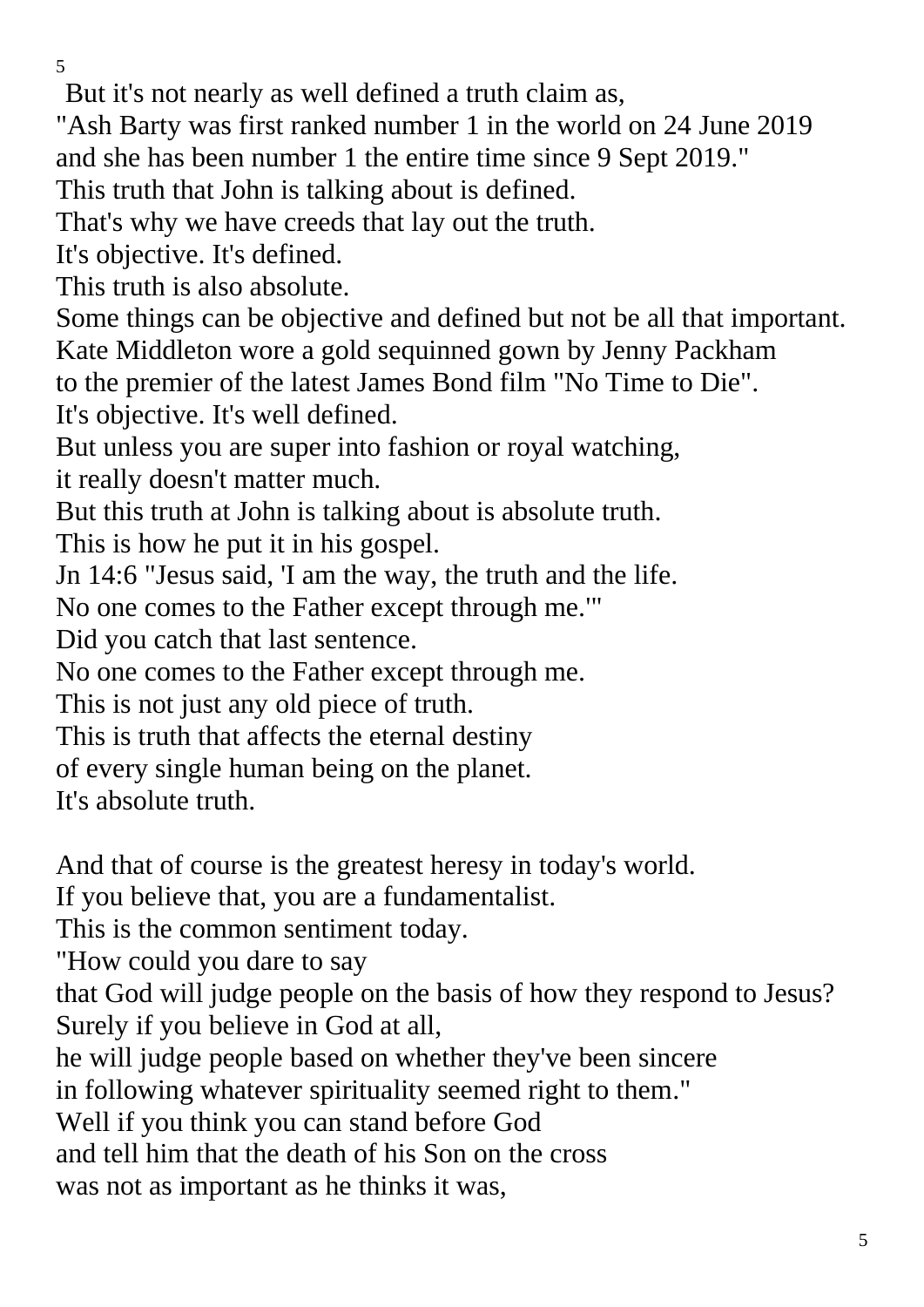But it's not nearly as well defined a truth claim as,
"Ash Barty was first ranked number 1 in the world on 24 June 2019
and she has been number 1 the entire time since 9 Sept 2019."
This truth that John is talking about is defined.
That's why we have creeds that lay out the truth.
It's objective. It's defined.
This truth is also absolute.
Some things can be objective and defined but not be all that important.
Kate Middleton wore a gold sequinned gown by Jenny Packham
to the premier of the latest James Bond film "No Time to Die".
It's objective. It's well defined.
But unless you are super into fashion or royal watching,
it really doesn't matter much.
But this truth at John is talking about is absolute truth.
This is how he put it in his gospel.
Jn 14:6 "Jesus said, 'I am the way, the truth and the life.
No one comes to the Father except through me.'"
Did you catch that last sentence.
No one comes to the Father except through me.
This is not just any old piece of truth.
This is truth that affects the eternal destiny
of every single human being on the planet.
It's absolute truth.

And that of course is the greatest heresy in today's world.
If you believe that, you are a fundamentalist.
This is the common sentiment today.
"How could you dare to say
that God will judge people on the basis of how they respond to Jesus?
Surely if you believe in God at all,
he will judge people based on whether they've been sincere
in following whatever spirituality seemed right to them."
Well if you think you can stand before God
and tell him that the death of his Son on the cross
was not as important as he thinks it was,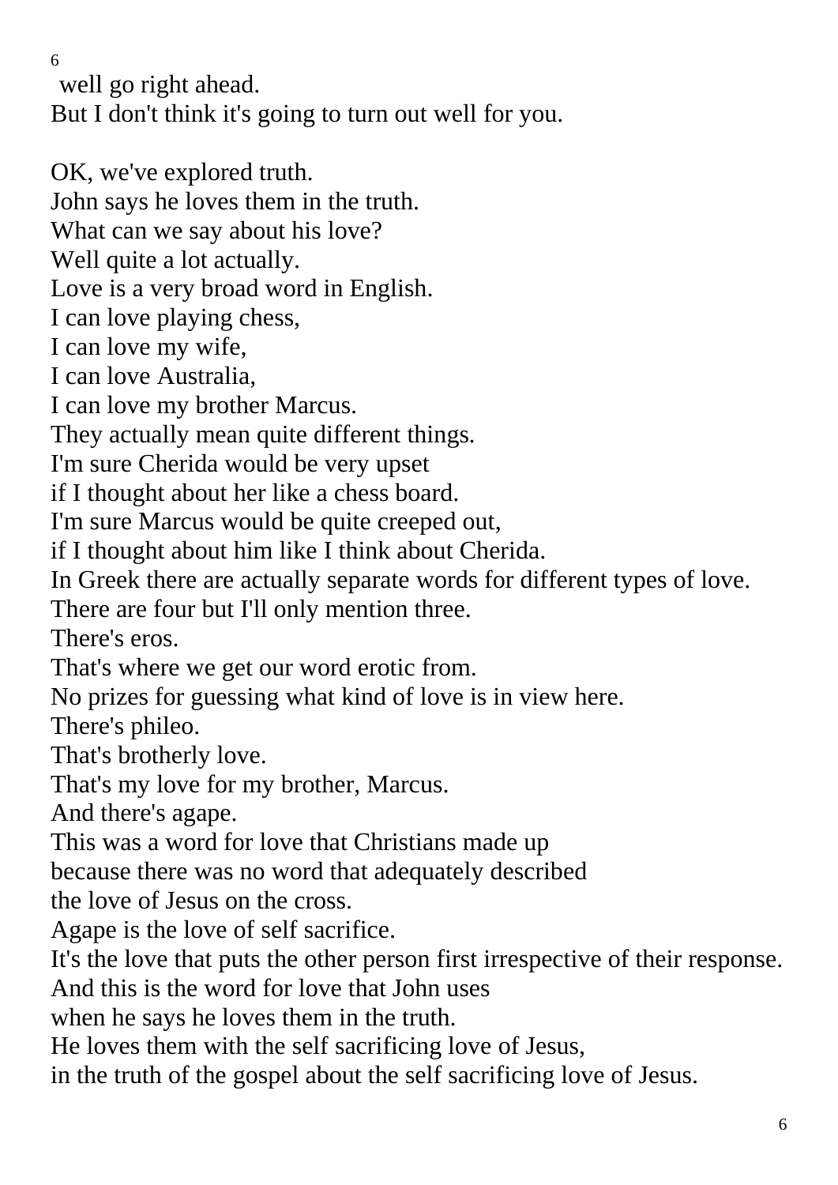well go right ahead.
But I don't think it's going to turn out well for you.

OK, we've explored truth.
John says he loves them in the truth.
What can we say about his love?
Well quite a lot actually.
Love is a very broad word in English.
I can love playing chess,
I can love my wife,
I can love Australia,
I can love my brother Marcus.
They actually mean quite different things.
I'm sure Cherida would be very upset
if I thought about her like a chess board.
I'm sure Marcus would be quite creeped out,
if I thought about him like I think about Cherida.
In Greek there are actually separate words for different types of love.
There are four but I'll only mention three.
There's eros.
That's where we get our word erotic from.
No prizes for guessing what kind of love is in view here.
There's phileo.
That's brotherly love.
That's my love for my brother, Marcus.
And there's agape.
This was a word for love that Christians made up
because there was no word that adequately described
the love of Jesus on the cross.
Agape is the love of self sacrifice.
It's the love that puts the other person first irrespective of their response.
And this is the word for love that John uses
when he says he loves them in the truth.
He loves them with the self sacrificing love of Jesus,
in the truth of the gospel about the self sacrificing love of Jesus.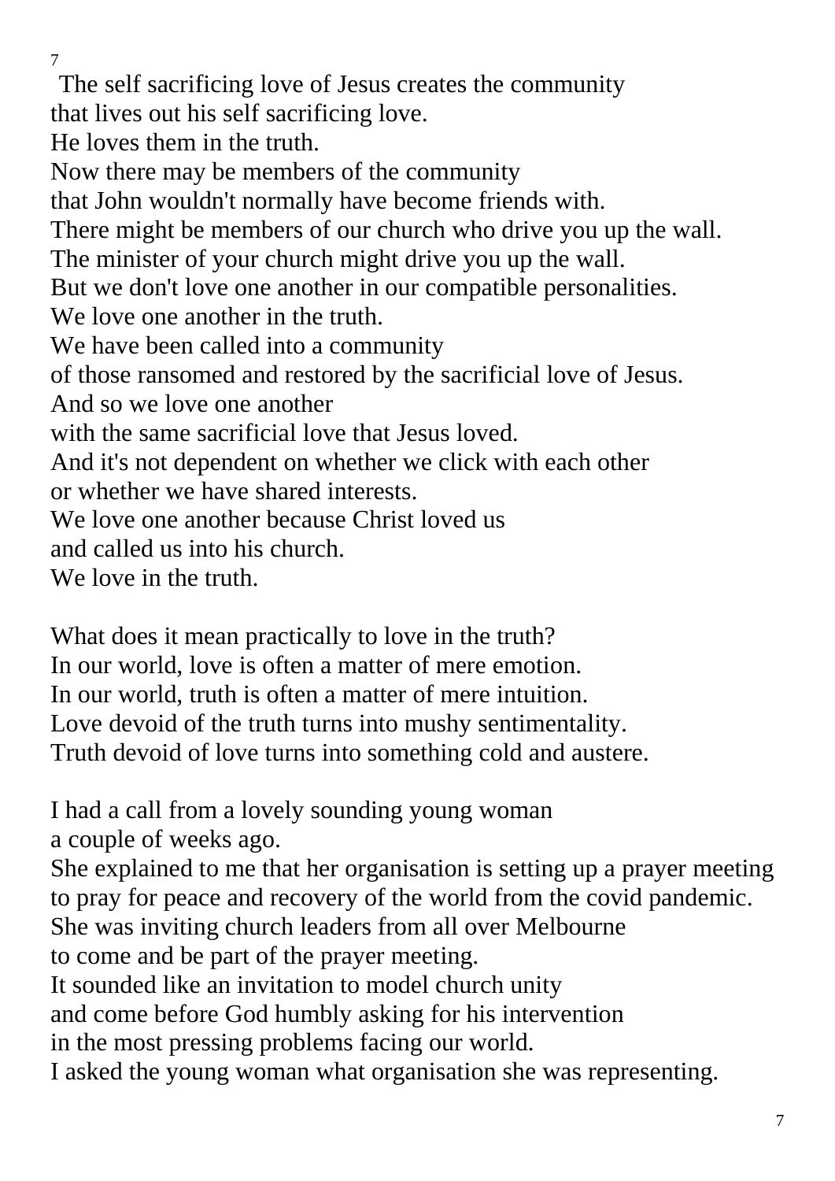The self sacrificing love of Jesus creates the community
that lives out his self sacrificing love.
He loves them in the truth.
Now there may be members of the community
that John wouldn't normally have become friends with.
There might be members of our church who drive you up the wall.
The minister of your church might drive you up the wall.
But we don't love one another in our compatible personalities.
We love one another in the truth.
We have been called into a community
of those ransomed and restored by the sacrificial love of Jesus.
And so we love one another
with the same sacrificial love that Jesus loved.
And it's not dependent on whether we click with each other
or whether we have shared interests.
We love one another because Christ loved us
and called us into his church.
We love in the truth.

What does it mean practically to love in the truth?
In our world, love is often a matter of mere emotion.
In our world, truth is often a matter of mere intuition.
Love devoid of the truth turns into mushy sentimentality.
Truth devoid of love turns into something cold and austere.

I had a call from a lovely sounding young woman
a couple of weeks ago.
She explained to me that her organisation is setting up a prayer meeting
to pray for peace and recovery of the world from the covid pandemic.
She was inviting church leaders from all over Melbourne
to come and be part of the prayer meeting.
It sounded like an invitation to model church unity
and come before God humbly asking for his intervention
in the most pressing problems facing our world.
I asked the young woman what organisation she was representing.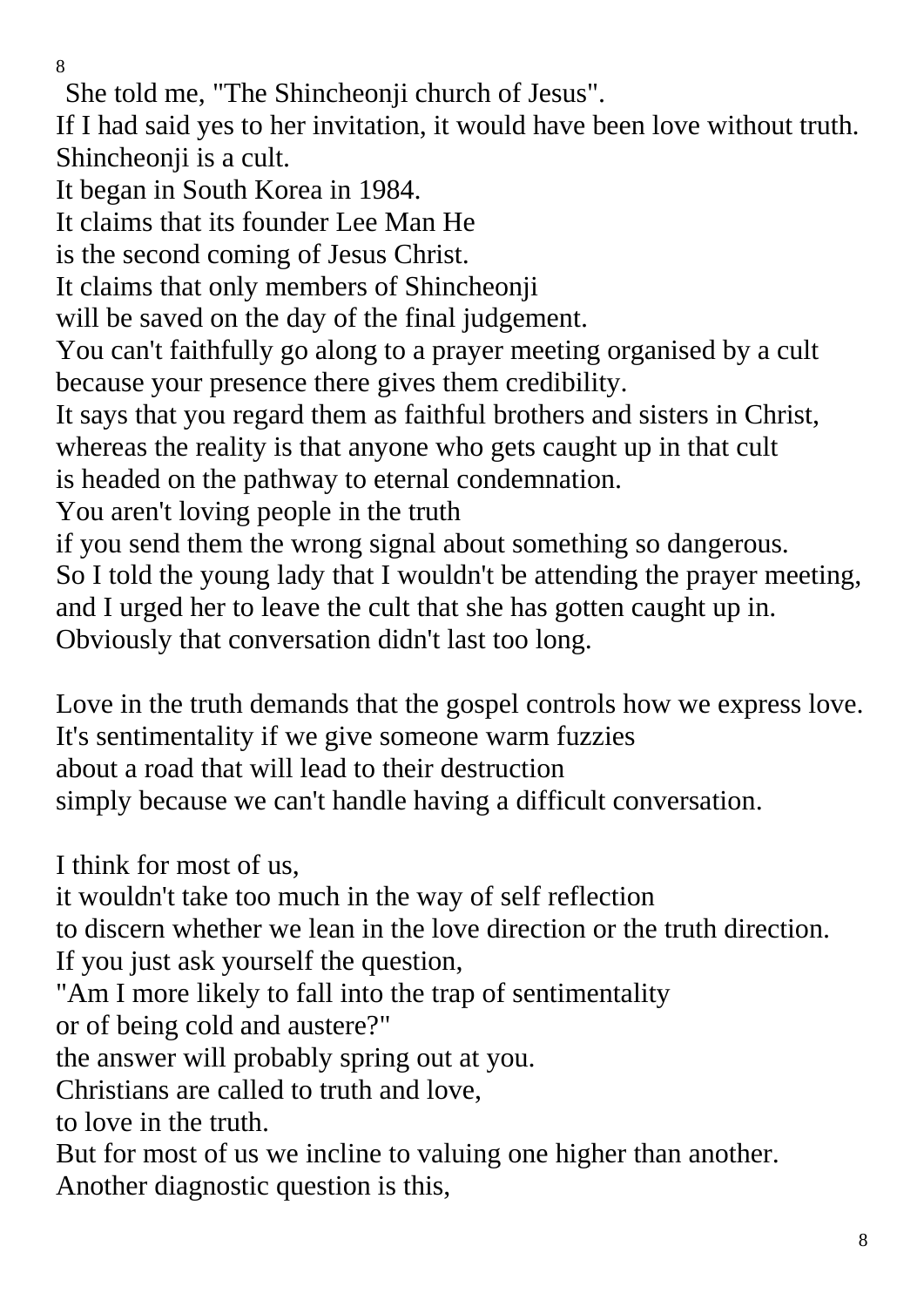She told me, "The Shincheonji church of Jesus".
If I had said yes to her invitation, it would have been love without truth.
Shincheonji is a cult.
It began in South Korea in 1984.
It claims that its founder Lee Man He
is the second coming of Jesus Christ.
It claims that only members of Shincheonji
will be saved on the day of the final judgement.
You can't faithfully go along to a prayer meeting organised by a cult
because your presence there gives them credibility.
It says that you regard them as faithful brothers and sisters in Christ,
whereas the reality is that anyone who gets caught up in that cult
is headed on the pathway to eternal condemnation.
You aren't loving people in the truth
if you send them the wrong signal about something so dangerous.
So I told the young lady that I wouldn't be attending the prayer meeting,
and I urged her to leave the cult that she has gotten caught up in.
Obviously that conversation didn't last too long.

Love in the truth demands that the gospel controls how we express love.
It's sentimentality if we give someone warm fuzzies
about a road that will lead to their destruction
simply because we can't handle having a difficult conversation.

I think for most of us,
it wouldn't take too much in the way of self reflection
to discern whether we lean in the love direction or the truth direction.
If you just ask yourself the question,
"Am I more likely to fall into the trap of sentimentality
or of being cold and austere?"
the answer will probably spring out at you.
Christians are called to truth and love,
to love in the truth.
But for most of us we incline to valuing one higher than another.
Another diagnostic question is this,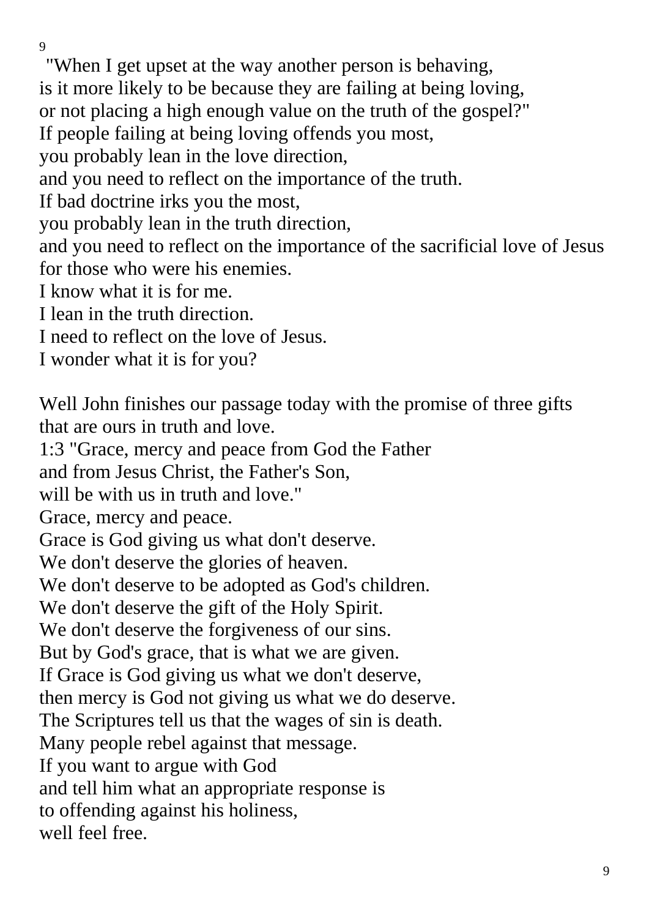"When I get upset at the way another person is behaving,
is it more likely to be because they are failing at being loving,
or not placing a high enough value on the truth of the gospel?"
If people failing at being loving offends you most,
you probably lean in the love direction,
and you need to reflect on the importance of the truth.
If bad doctrine irks you the most,
you probably lean in the truth direction,
and you need to reflect on the importance of the sacrificial love of Jesus for those who were his enemies.
I know what it is for me.
I lean in the truth direction.
I need to reflect on the love of Jesus.
I wonder what it is for you?

Well John finishes our passage today with the promise of three gifts that are ours in truth and love.
1:3 "Grace, mercy and peace from God the Father
and from Jesus Christ, the Father's Son,
will be with us in truth and love."
Grace, mercy and peace.
Grace is God giving us what don't deserve.
We don't deserve the glories of heaven.
We don't deserve to be adopted as God's children.
We don't deserve the gift of the Holy Spirit.
We don't deserve the forgiveness of our sins.
But by God's grace, that is what we are given.
If Grace is God giving us what we don't deserve,
then mercy is God not giving us what we do deserve.
The Scriptures tell us that the wages of sin is death.
Many people rebel against that message.
If you want to argue with God
and tell him what an appropriate response is
to offending against his holiness,
well feel free.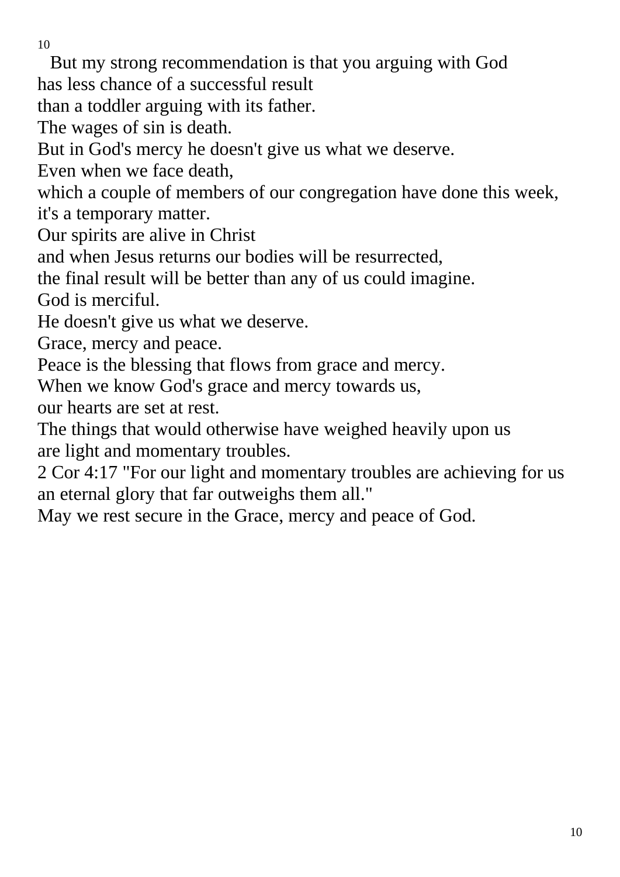But my strong recommendation is that you arguing with God
has less chance of a successful result
than a toddler arguing with its father.
The wages of sin is death.
But in God's mercy he doesn't give us what we deserve.
Even when we face death,
which a couple of members of our congregation have done this week,
it's a temporary matter.
Our spirits are alive in Christ
and when Jesus returns our bodies will be resurrected,
the final result will be better than any of us could imagine.
God is merciful.
He doesn't give us what we deserve.
Grace, mercy and peace.
Peace is the blessing that flows from grace and mercy.
When we know God's grace and mercy towards us,
our hearts are set at rest.
The things that would otherwise have weighed heavily upon us
are light and momentary troubles.
2 Cor 4:17 "For our light and momentary troubles are achieving for us an eternal glory that far outweighs them all."
May we rest secure in the Grace, mercy and peace of God.